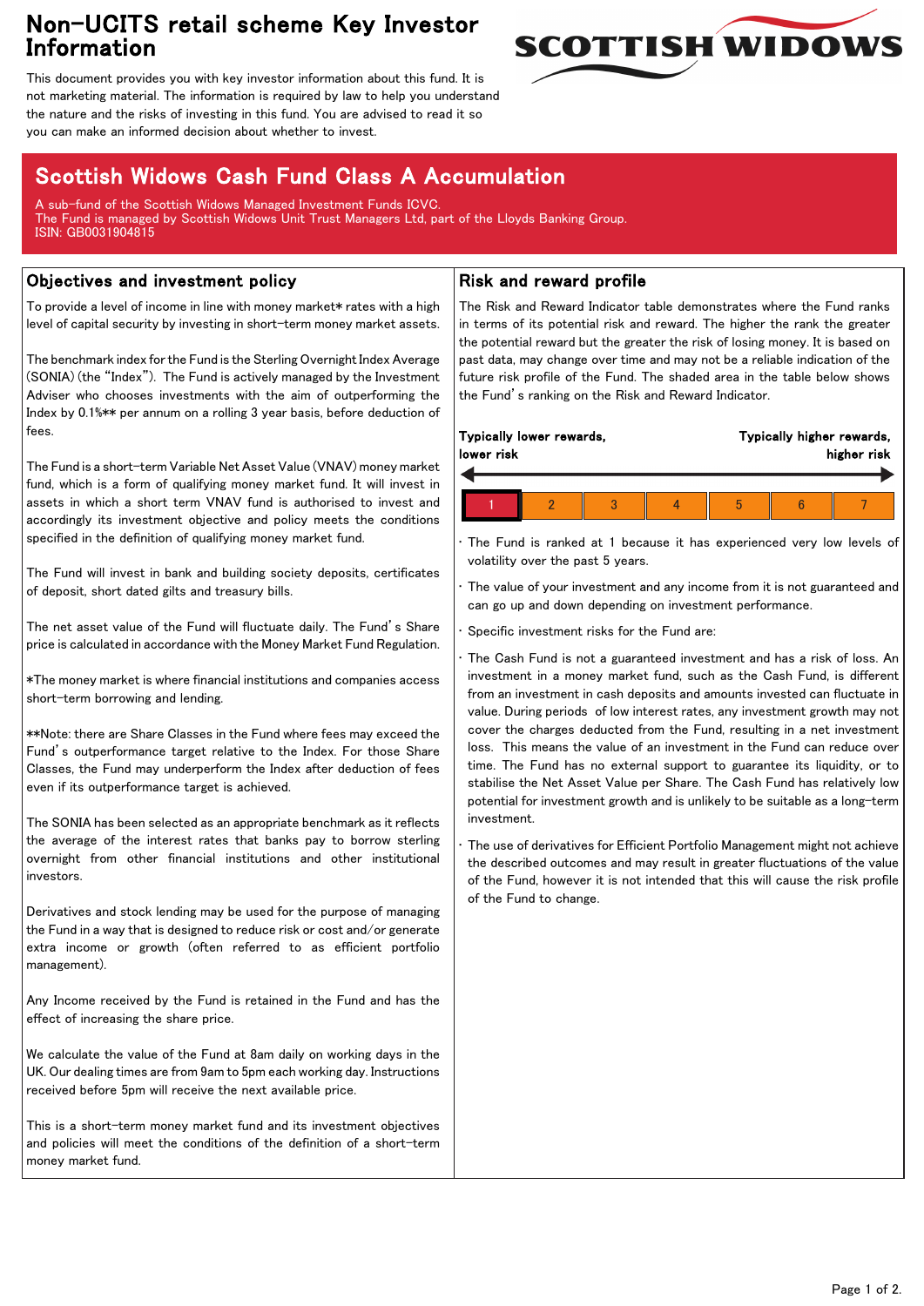# Non-UCITS retail scheme Key Investor Information

This document provides you with key investor information about this fund. It is not marketing material. The information is required by law to help you understand the nature and the risks of investing in this fund. You are advised to read it so you can make an informed decision about whether to invest.

## Scottish Widows Cash Fund Class A Accumulation

A sub-fund of the Scottish Widows Managed Investment Funds ICVC.
The Fund is managed by Scottish Widows Unit Trust Managers Ltd, part of the Lloyds Banking Group.
ISIN: GB0031904815

## Objectives and investment policy

To provide a level of income in line with money market* rates with a high level of capital security by investing in short-term money market assets.

The benchmark index for the Fund is the Sterling Overnight Index Average (SONIA) (the "Index"). The Fund is actively managed by the Investment Adviser who chooses investments with the aim of outperforming the Index by 0.1%** per annum on a rolling 3 year basis, before deduction of fees.

The Fund is a short-term Variable Net Asset Value (VNAV) money market fund, which is a form of qualifying money market fund. It will invest in assets in which a short term VNAV fund is authorised to invest and accordingly its investment objective and policy meets the conditions specified in the definition of qualifying money market fund.

The Fund will invest in bank and building society deposits, certificates of deposit, short dated gilts and treasury bills.

The net asset value of the Fund will fluctuate daily. The Fund's Share price is calculated in accordance with the Money Market Fund Regulation.

*The money market is where financial institutions and companies access short-term borrowing and lending.

**Note: there are Share Classes in the Fund where fees may exceed the Fund's outperformance target relative to the Index. For those Share Classes, the Fund may underperform the Index after deduction of fees even if its outperformance target is achieved.

The SONIA has been selected as an appropriate benchmark as it reflects the average of the interest rates that banks pay to borrow sterling overnight from other financial institutions and other institutional investors.

Derivatives and stock lending may be used for the purpose of managing the Fund in a way that is designed to reduce risk or cost and/or generate extra income or growth (often referred to as efficient portfolio management).

Any Income received by the Fund is retained in the Fund and has the effect of increasing the share price.

We calculate the value of the Fund at 8am daily on working days in the UK. Our dealing times are from 9am to 5pm each working day. Instructions received before 5pm will receive the next available price.

This is a short-term money market fund and its investment objectives and policies will meet the conditions of the definition of a short-term money market fund.

## Risk and reward profile

The Risk and Reward Indicator table demonstrates where the Fund ranks in terms of its potential risk and reward. The higher the rank the greater the potential reward but the greater the risk of losing money. It is based on past data, may change over time and may not be a reliable indication of the future risk profile of the Fund. The shaded area in the table below shows the Fund's ranking on the Risk and Reward Indicator.

**Typically lower rewards, lower risk** ← → **Typically higher rewards, higher risk**

| **1** | 2 | 3 | 4 | 5 | 6 | 7 |
|---|---|---|---|---|---|---|

- The Fund is ranked at 1 because it has experienced very low levels of volatility over the past 5 years.
- The value of your investment and any income from it is not guaranteed and can go up and down depending on investment performance.
- Specific investment risks for the Fund are:
- The Cash Fund is not a guaranteed investment and has a risk of loss. An investment in a money market fund, such as the Cash Fund, is different from an investment in cash deposits and amounts invested can fluctuate in value. During periods of low interest rates, any investment growth may not cover the charges deducted from the Fund, resulting in a net investment loss. This means the value of an investment in the Fund can reduce over time. The Fund has no external support to guarantee its liquidity, or to stabilise the Net Asset Value per Share. The Cash Fund has relatively low potential for investment growth and is unlikely to be suitable as a long-term investment.
- The use of derivatives for Efficient Portfolio Management might not achieve the described outcomes and may result in greater fluctuations of the value of the Fund, however it is not intended that this will cause the risk profile of the Fund to change.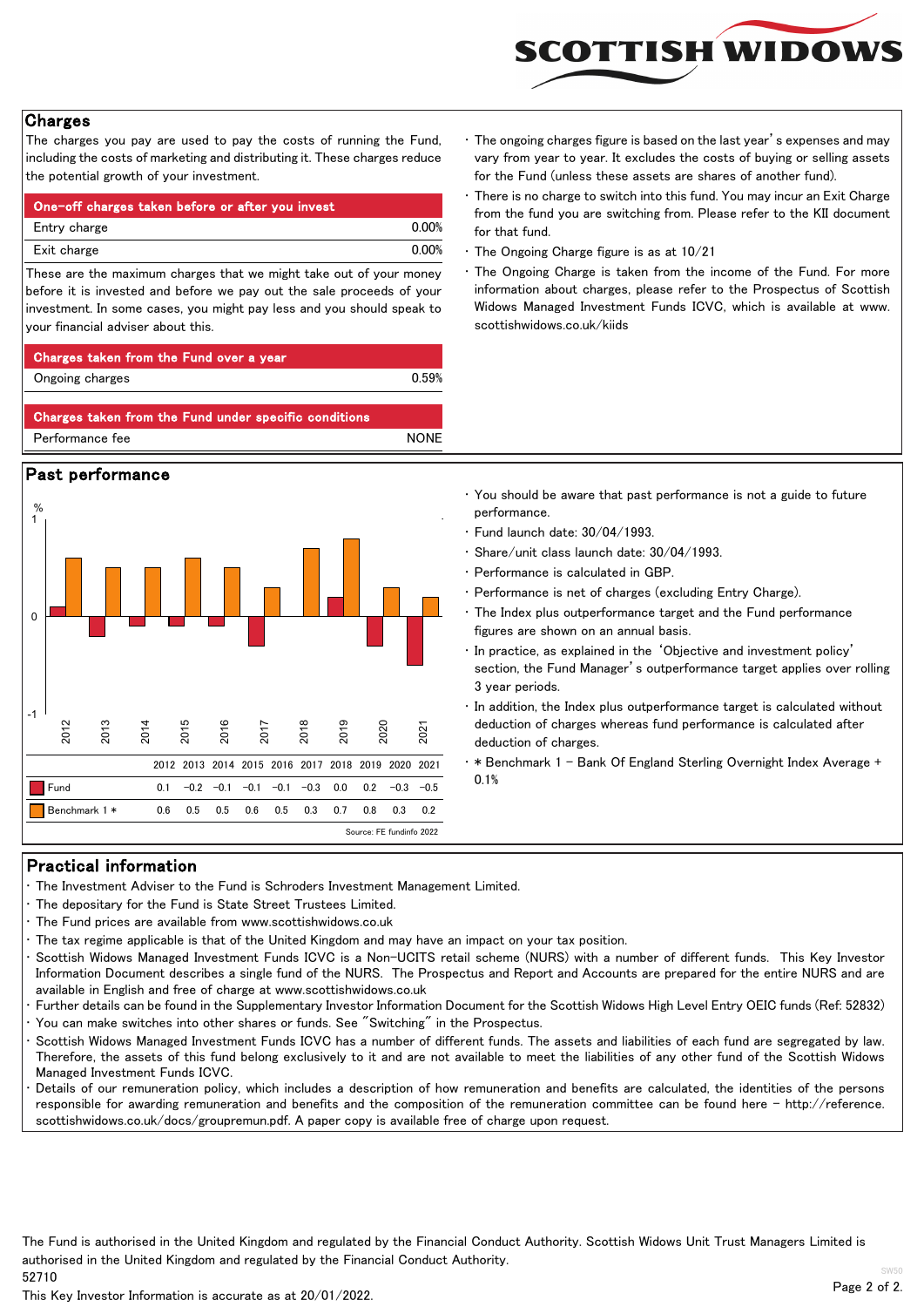## Charges

The charges you pay are used to pay the costs of running the Fund, including the costs of marketing and distributing it. These charges reduce the potential growth of your investment.

| One-off charges taken before or after you invest | |
|---|---|
| Entry charge | 0.00% |
| Exit charge | 0.00% |

These are the maximum charges that we might take out of your money before it is invested and before we pay out the sale proceeds of your investment. In some cases, you might pay less and you should speak to your financial adviser about this.

| Charges taken from the Fund over a year | |
|---|---|
| Ongoing charges | 0.59% |

| Charges taken from the Fund under specific conditions | |
|---|---|
| Performance fee | NONE |

- The ongoing charges figure is based on the last year's expenses and may vary from year to year. It excludes the costs of buying or selling assets for the Fund (unless these assets are shares of another fund).
- There is no charge to switch into this fund. You may incur an Exit Charge from the fund you are switching from. Please refer to the KII document for that fund.
- The Ongoing Charge figure is as at 10/21
- The Ongoing Charge is taken from the income of the Fund. For more information about charges, please refer to the Prospectus of Scottish Widows Managed Investment Funds ICVC, which is available at www.scottishwidows.co.uk/kiids

## Past performance

%
1
0
-1
2012 2013 2014 2015 2016 2017 2018 2019 2020 2021

| | 2012 | 2013 | 2014 | 2015 | 2016 | 2017 | 2018 | 2019 | 2020 | 2021 |
|---|---|---|---|---|---|---|---|---|---|---|
| Fund | 0.1 | -0.2 | -0.1 | -0.1 | -0.1 | -0.3 | 0.0 | 0.2 | -0.3 | -0.5 |
| Benchmark 1 * | 0.6 | 0.5 | 0.5 | 0.6 | 0.5 | 0.3 | 0.7 | 0.8 | 0.3 | 0.2 |

Source: FE fundinfo 2022

- You should be aware that past performance is not a guide to future performance.
- Fund launch date: 30/04/1993.
- Share/unit class launch date: 30/04/1993.
- Performance is calculated in GBP.
- Performance is net of charges (excluding Entry Charge).
- The Index plus outperformance target and the Fund performance figures are shown on an annual basis.
- In practice, as explained in the 'Objective and investment policy' section, the Fund Manager's outperformance target applies over rolling 3 year periods.
- In addition, the Index plus outperformance target is calculated without deduction of charges whereas fund performance is calculated after deduction of charges.
- * Benchmark 1 - Bank Of England Sterling Overnight Index Average + 0.1%

## Practical information

- The Investment Adviser to the Fund is Schroders Investment Management Limited.
- The depositary for the Fund is State Street Trustees Limited.
- The Fund prices are available from www.scottishwidows.co.uk
- The tax regime applicable is that of the United Kingdom and may have an impact on your tax position.
- Scottish Widows Managed Investment Funds ICVC is a Non-UCITS retail scheme (NURS) with a number of different funds. This Key Investor Information Document describes a single fund of the NURS. The Prospectus and Report and Accounts are prepared for the entire NURS and are available in English and free of charge at www.scottishwidows.co.uk
- Further details can be found in the Supplementary Investor Information Document for the Scottish Widows High Level Entry OEIC funds (Ref: 52832)
- You can make switches into other shares or funds. See "Switching" in the Prospectus.
- Scottish Widows Managed Investment Funds ICVC has a number of different funds. The assets and liabilities of each fund are segregated by law. Therefore, the assets of this fund belong exclusively to it and are not available to meet the liabilities of any other fund of the Scottish Widows Managed Investment Funds ICVC.
- Details of our remuneration policy, which includes a description of how remuneration and benefits are calculated, the identities of the persons responsible for awarding remuneration and benefits and the composition of the remuneration committee can be found here - http://reference.scottishwidows.co.uk/docs/grouprenum.pdf. A paper copy is available free of charge upon request.

The Fund is authorised in the United Kingdom and regulated by the Financial Conduct Authority. Scottish Widows Unit Trust Managers Limited is authorised in the United Kingdom and regulated by the Financial Conduct Authority.
52710
This Key Investor Information is accurate as at 20/01/2022.